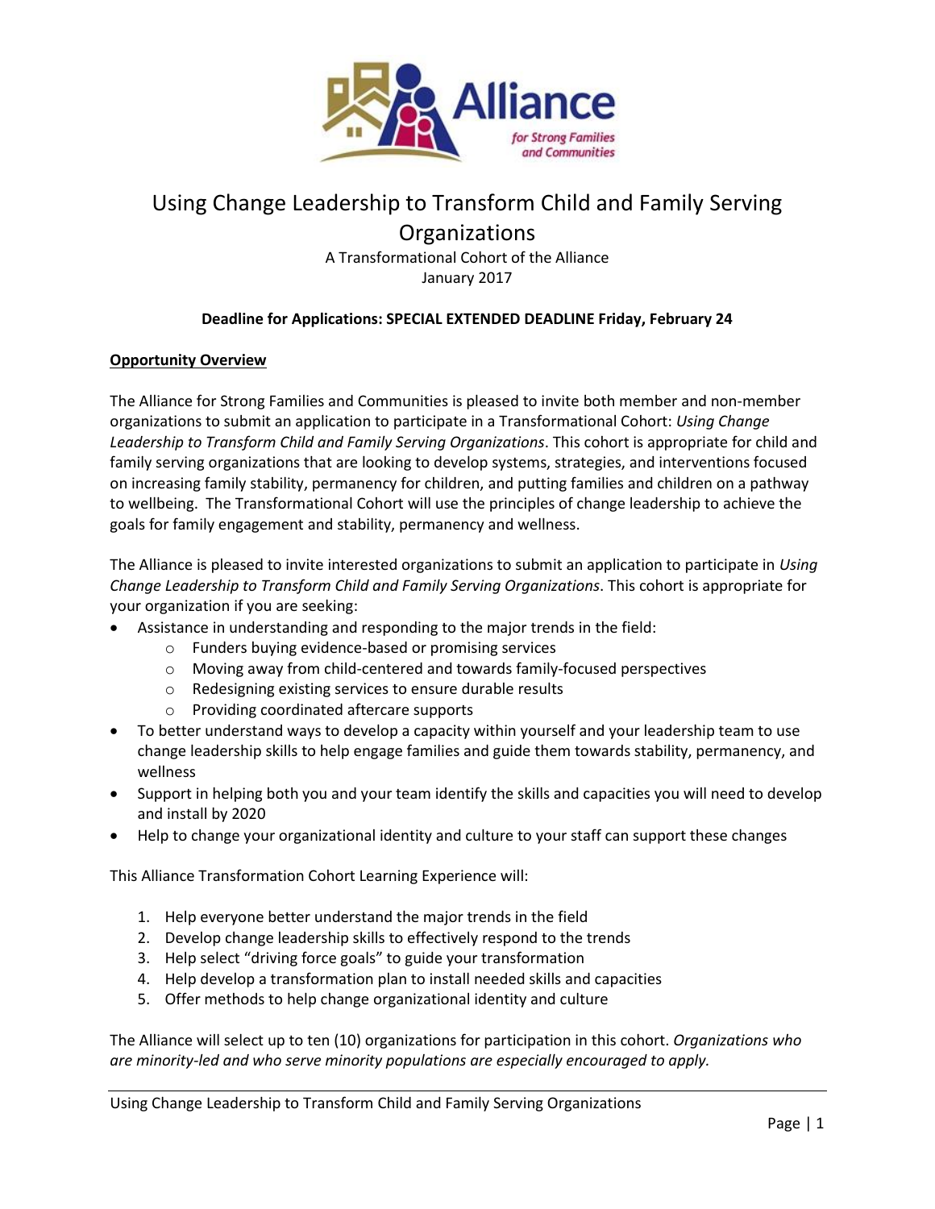# Using Change Leadership to Transform Child and Family Serving Organizations

A Transformational Cohort of the Alliance
January 2017

**Deadline for Applications: SPECIAL EXTENDED DEADLINE Friday, February 24**

## Opportunity Overview

The Alliance for Strong Families and Communities is pleased to invite both member and non-member organizations to submit an application to participate in a Transformational Cohort: *Using Change Leadership to Transform Child and Family Serving Organizations*. This cohort is appropriate for child and family serving organizations that are looking to develop systems, strategies, and interventions focused on increasing family stability, permanency for children, and putting families and children on a pathway to wellbeing. The Transformational Cohort will use the principles of change leadership to achieve the goals for family engagement and stability, permanency and wellness.

The Alliance is pleased to invite interested organizations to submit an application to participate in *Using Change Leadership to Transform Child and Family Serving Organizations*. This cohort is appropriate for your organization if you are seeking:

- Assistance in understanding and responding to the major trends in the field:
  - Funders buying evidence-based or promising services
  - Moving away from child-centered and towards family-focused perspectives
  - Redesigning existing services to ensure durable results
  - Providing coordinated aftercare supports
- To better understand ways to develop a capacity within yourself and your leadership team to use change leadership skills to help engage families and guide them towards stability, permanency, and wellness
- Support in helping both you and your team identify the skills and capacities you will need to develop and install by 2020
- Help to change your organizational identity and culture to your staff can support these changes

This Alliance Transformation Cohort Learning Experience will:

1. Help everyone better understand the major trends in the field
2. Develop change leadership skills to effectively respond to the trends
3. Help select "driving force goals" to guide your transformation
4. Help develop a transformation plan to install needed skills and capacities
5. Offer methods to help change organizational identity and culture

The Alliance will select up to ten (10) organizations for participation in this cohort. *Organizations who are minority-led and who serve minority populations are especially encouraged to apply.*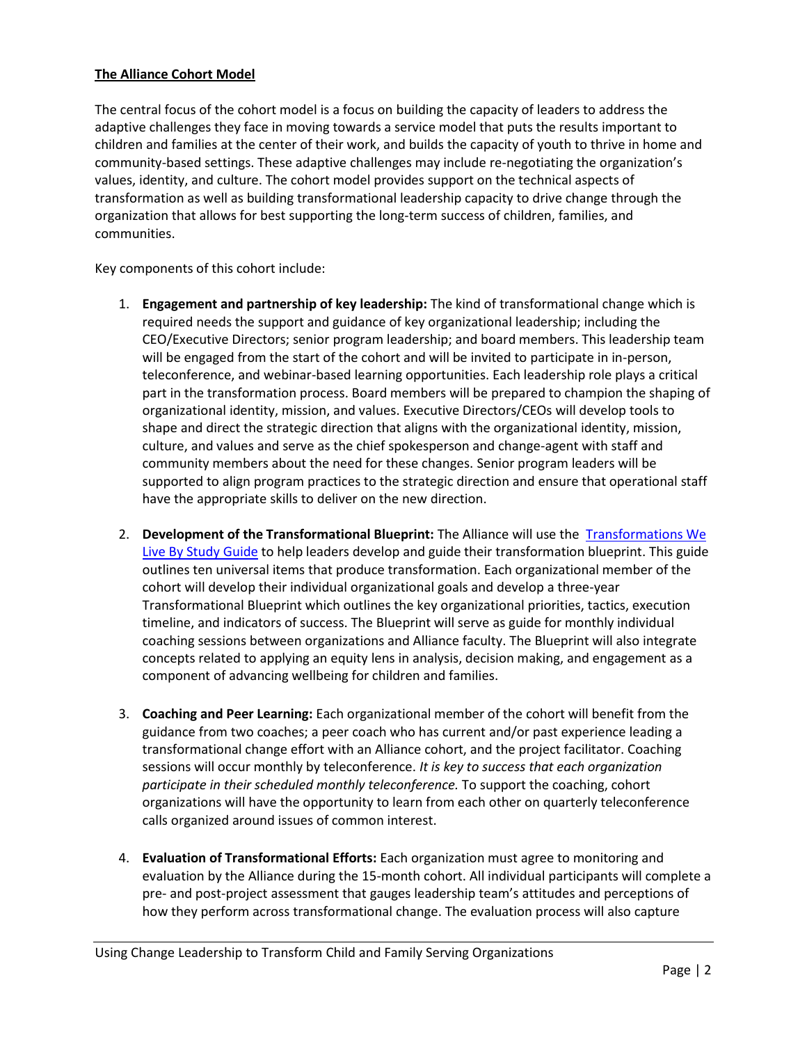**The Alliance Cohort Model**

The central focus of the cohort model is a focus on building the capacity of leaders to address the adaptive challenges they face in moving towards a service model that puts the results important to children and families at the center of their work, and builds the capacity of youth to thrive in home and community-based settings. These adaptive challenges may include re-negotiating the organization's values, identity, and culture. The cohort model provides support on the technical aspects of transformation as well as building transformational leadership capacity to drive change through the organization that allows for best supporting the long-term success of children, families, and communities.

Key components of this cohort include:

1. **Engagement and partnership of key leadership:** The kind of transformational change which is required needs the support and guidance of key organizational leadership; including the CEO/Executive Directors; senior program leadership; and board members. This leadership team will be engaged from the start of the cohort and will be invited to participate in in-person, teleconference, and webinar-based learning opportunities. Each leadership role plays a critical part in the transformation process. Board members will be prepared to champion the shaping of organizational identity, mission, and values. Executive Directors/CEOs will develop tools to shape and direct the strategic direction that aligns with the organizational identity, mission, culture, and values and serve as the chief spokesperson and change-agent with staff and community members about the need for these changes. Senior program leaders will be supported to align program practices to the strategic direction and ensure that operational staff have the appropriate skills to deliver on the new direction.

2. **Development of the Transformational Blueprint:** The Alliance will use the Transformations We Live By Study Guide to help leaders develop and guide their transformation blueprint. This guide outlines ten universal items that produce transformation. Each organizational member of the cohort will develop their individual organizational goals and develop a three-year Transformational Blueprint which outlines the key organizational priorities, tactics, execution timeline, and indicators of success. The Blueprint will serve as guide for monthly individual coaching sessions between organizations and Alliance faculty. The Blueprint will also integrate concepts related to applying an equity lens in analysis, decision making, and engagement as a component of advancing wellbeing for children and families.

3. **Coaching and Peer Learning:** Each organizational member of the cohort will benefit from the guidance from two coaches; a peer coach who has current and/or past experience leading a transformational change effort with an Alliance cohort, and the project facilitator. Coaching sessions will occur monthly by teleconference. *It is key to success that each organization participate in their scheduled monthly teleconference.* To support the coaching, cohort organizations will have the opportunity to learn from each other on quarterly teleconference calls organized around issues of common interest.

4. **Evaluation of Transformational Efforts:** Each organization must agree to monitoring and evaluation by the Alliance during the 15-month cohort. All individual participants will complete a pre- and post-project assessment that gauges leadership team's attitudes and perceptions of how they perform across transformational change. The evaluation process will also capture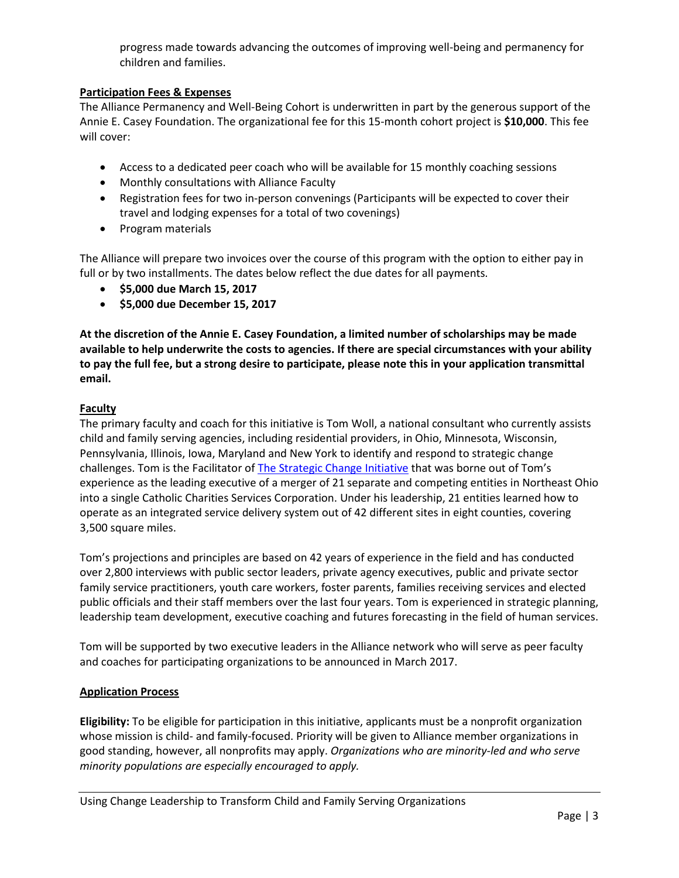progress made towards advancing the outcomes of improving well-being and permanency for children and families.

**Participation Fees & Expenses**

The Alliance Permanency and Well-Being Cohort is underwritten in part by the generous support of the Annie E. Casey Foundation. The organizational fee for this 15-month cohort project is **$10,000**. This fee will cover:

- Access to a dedicated peer coach who will be available for 15 monthly coaching sessions
- Monthly consultations with Alliance Faculty
- Registration fees for two in-person convenings (Participants will be expected to cover their travel and lodging expenses for a total of two covenings)
- Program materials

The Alliance will prepare two invoices over the course of this program with the option to either pay in full or by two installments. The dates below reflect the due dates for all payments.

- **$5,000 due March 15, 2017**
- **$5,000 due December 15, 2017**

**At the discretion of the Annie E. Casey Foundation, a limited number of scholarships may be made available to help underwrite the costs to agencies. If there are special circumstances with your ability to pay the full fee, but a strong desire to participate, please note this in your application transmittal email.**

**Faculty**

The primary faculty and coach for this initiative is Tom Woll, a national consultant who currently assists child and family serving agencies, including residential providers, in Ohio, Minnesota, Wisconsin, Pennsylvania, Illinois, Iowa, Maryland and New York to identify and respond to strategic change challenges. Tom is the Facilitator of The Strategic Change Initiative that was borne out of Tom's experience as the leading executive of a merger of 21 separate and competing entities in Northeast Ohio into a single Catholic Charities Services Corporation. Under his leadership, 21 entities learned how to operate as an integrated service delivery system out of 42 different sites in eight counties, covering 3,500 square miles.

Tom's projections and principles are based on 42 years of experience in the field and has conducted over 2,800 interviews with public sector leaders, private agency executives, public and private sector family service practitioners, youth care workers, foster parents, families receiving services and elected public officials and their staff members over the last four years. Tom is experienced in strategic planning, leadership team development, executive coaching and futures forecasting in the field of human services.

Tom will be supported by two executive leaders in the Alliance network who will serve as peer faculty and coaches for participating organizations to be announced in March 2017.

**Application Process**

**Eligibility:** To be eligible for participation in this initiative, applicants must be a nonprofit organization whose mission is child- and family-focused. Priority will be given to Alliance member organizations in good standing, however, all nonprofits may apply. *Organizations who are minority-led and who serve minority populations are especially encouraged to apply.*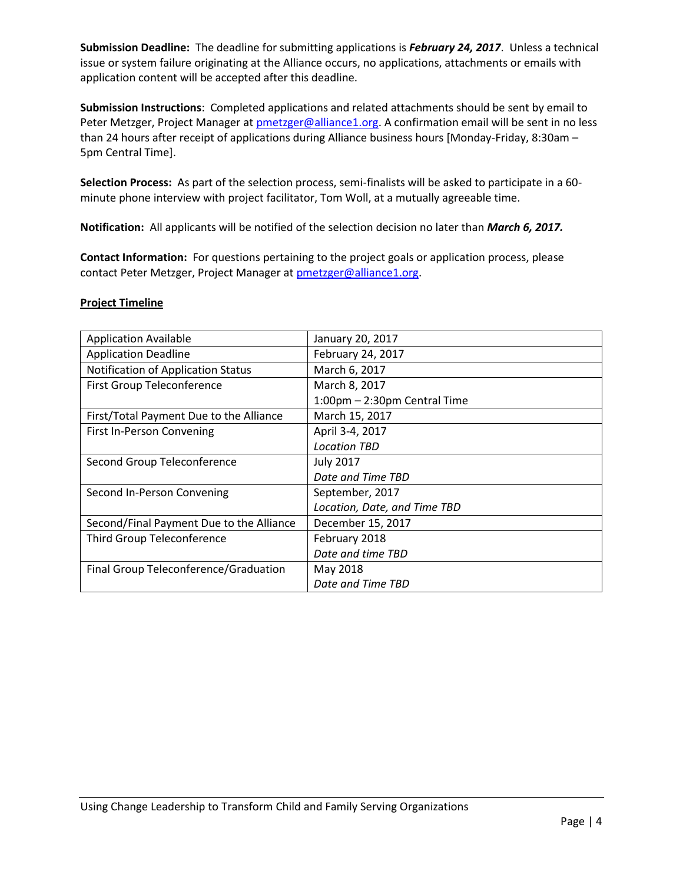**Submission Deadline:** The deadline for submitting applications is ***February 24, 2017***. Unless a technical issue or system failure originating at the Alliance occurs, no applications, attachments or emails with application content will be accepted after this deadline.

**Submission Instructions**: Completed applications and related attachments should be sent by email to Peter Metzger, Project Manager at pmetzger@alliance1.org. A confirmation email will be sent in no less than 24 hours after receipt of applications during Alliance business hours [Monday-Friday, 8:30am – 5pm Central Time].

**Selection Process:** As part of the selection process, semi-finalists will be asked to participate in a 60-minute phone interview with project facilitator, Tom Woll, at a mutually agreeable time.

**Notification:** All applicants will be notified of the selection decision no later than ***March 6, 2017.***

**Contact Information:** For questions pertaining to the project goals or application process, please contact Peter Metzger, Project Manager at pmetzger@alliance1.org.

**Project Timeline**

| | |
|---|---|
| Application Available | January 20, 2017 |
| Application Deadline | February 24, 2017 |
| Notification of Application Status | March 6, 2017 |
| First Group Teleconference | March 8, 2017<br>1:00pm – 2:30pm Central Time |
| First/Total Payment Due to the Alliance | March 15, 2017 |
| First In-Person Convening | April 3-4, 2017<br>*Location TBD* |
| Second Group Teleconference | July 2017<br>*Date and Time TBD* |
| Second In-Person Convening | September, 2017<br>*Location, Date, and Time TBD* |
| Second/Final Payment Due to the Alliance | December 15, 2017 |
| Third Group Teleconference | February 2018<br>*Date and time TBD* |
| Final Group Teleconference/Graduation | May 2018<br>*Date and Time TBD* |